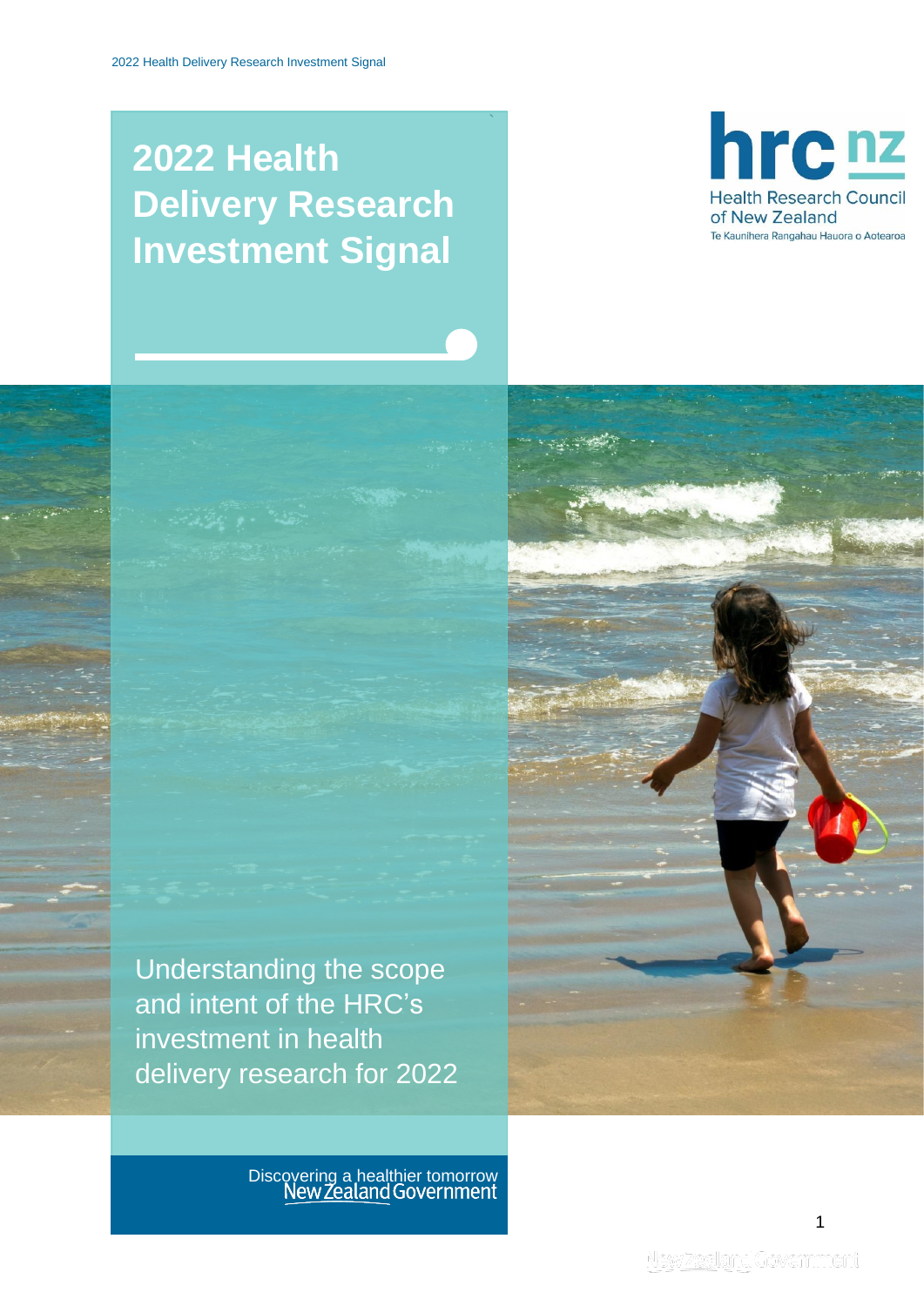# 2022 Health Delivery Research Investment Signal

Health Research Council of New Zealand

Te Kaunihera Rangahau Hauora o Aotearoa

Understanding the scope and intent of the HRC's investment in health delivery research for 2022

Discovering a healthier tomorrow

New Zealand Government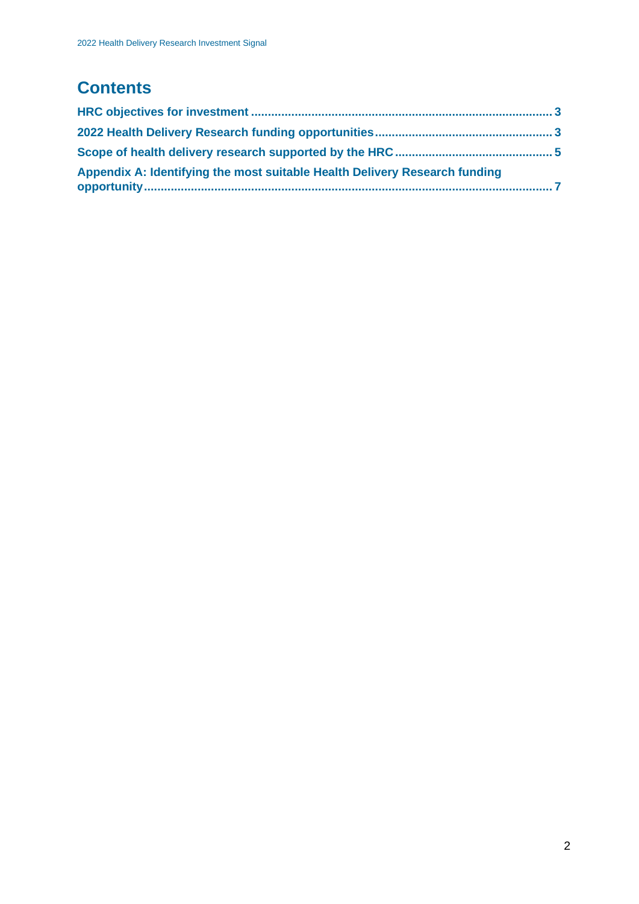# Contents

- HRC objectives for investment ........ 3
- 2022 Health Delivery Research funding opportunities ........ 3
- Scope of health delivery research supported by the HRC ........ 5
- Appendix A: Identifying the most suitable Health Delivery Research funding opportunity ........ 7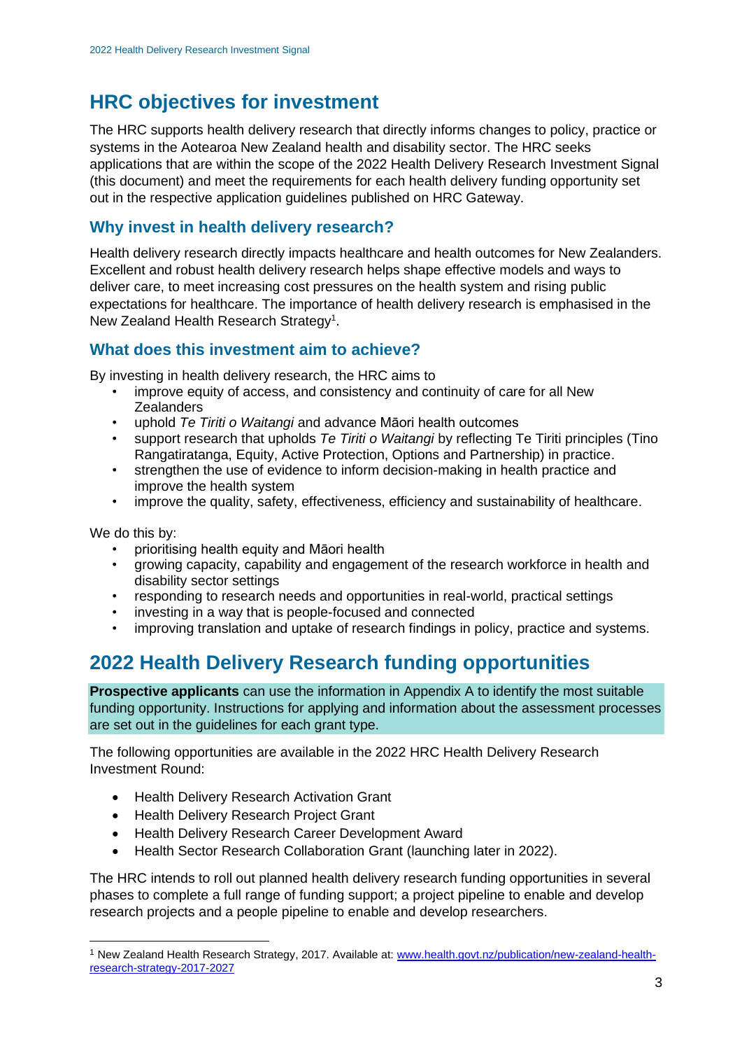# HRC objectives for investment

The HRC supports health delivery research that directly informs changes to policy, practice or systems in the Aotearoa New Zealand health and disability sector. The HRC seeks applications that are within the scope of the 2022 Health Delivery Research Investment Signal (this document) and meet the requirements for each health delivery funding opportunity set out in the respective application guidelines published on HRC Gateway.

## Why invest in health delivery research?

Health delivery research directly impacts healthcare and health outcomes for New Zealanders. Excellent and robust health delivery research helps shape effective models and ways to deliver care, to meet increasing cost pressures on the health system and rising public expectations for healthcare. The importance of health delivery research is emphasised in the New Zealand Health Research Strategy[1].

## What does this investment aim to achieve?

By investing in health delivery research, the HRC aims to

- improve equity of access, and consistency and continuity of care for all New Zealanders
- uphold *Te Tiriti o Waitangi* and advance Māori health outcomes
- support research that upholds *Te Tiriti o Waitangi* by reflecting Te Tiriti principles (Tino Rangatiratanga, Equity, Active Protection, Options and Partnership) in practice.
- strengthen the use of evidence to inform decision-making in health practice and improve the health system
- improve the quality, safety, effectiveness, efficiency and sustainability of healthcare.

We do this by:

- prioritising health equity and Māori health
- growing capacity, capability and engagement of the research workforce in health and disability sector settings
- responding to research needs and opportunities in real-world, practical settings
- investing in a way that is people-focused and connected
- improving translation and uptake of research findings in policy, practice and systems.

# 2022 Health Delivery Research funding opportunities

**Prospective applicants** can use the information in Appendix A to identify the most suitable funding opportunity. Instructions for applying and information about the assessment processes are set out in the guidelines for each grant type.

The following opportunities are available in the 2022 HRC Health Delivery Research Investment Round:

- Health Delivery Research Activation Grant
- Health Delivery Research Project Grant
- Health Delivery Research Career Development Award
- Health Sector Research Collaboration Grant (launching later in 2022).

The HRC intends to roll out planned health delivery research funding opportunities in several phases to complete a full range of funding support; a project pipeline to enable and develop research projects and a people pipeline to enable and develop researchers.

---

[1] New Zealand Health Research Strategy, 2017. Available at: [www.health.govt.nz/publication/new-zealand-health-research-strategy-2017-2027](www.health.govt.nz/publication/new-zealand-health-research-strategy-2017-2027)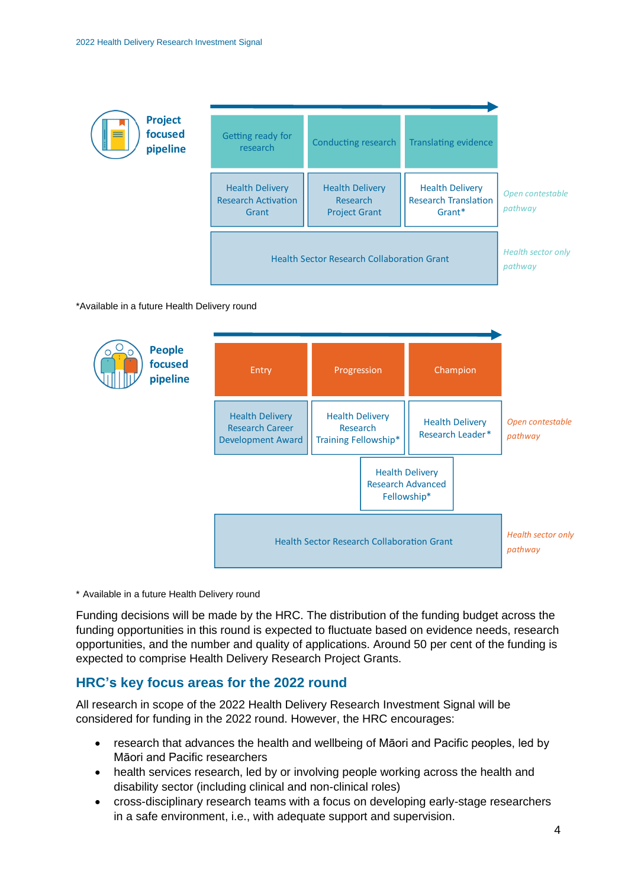**Project focused pipeline**

| Getting ready for research | Conducting research | Translating evidence | |
|---|---|---|---|
| Health Delivery Research Activation Grant | Health Delivery Research Project Grant | Health Delivery Research Translation Grant* | *Open contestable pathway* |
| Health Sector Research Collaboration Grant | | | *Health sector only pathway* |

*Available in a future Health Delivery round

**People focused pipeline**

| Entry | Progression | Champion | |
|---|---|---|---|
| Health Delivery Research Career Development Award | Health Delivery Research Training Fellowship* | Health Delivery Research Leader* | *Open contestable pathway* |
| | Health Delivery Research Advanced Fellowship* | | |
| Health Sector Research Collaboration Grant | | | *Health sector only pathway* |

* Available in a future Health Delivery round

Funding decisions will be made by the HRC. The distribution of the funding budget across the funding opportunities in this round is expected to fluctuate based on evidence needs, research opportunities, and the number and quality of applications. Around 50 per cent of the funding is expected to comprise Health Delivery Research Project Grants.

## HRC's key focus areas for the 2022 round

All research in scope of the 2022 Health Delivery Research Investment Signal will be considered for funding in the 2022 round. However, the HRC encourages:

- research that advances the health and wellbeing of Māori and Pacific peoples, led by Māori and Pacific researchers
- health services research, led by or involving people working across the health and disability sector (including clinical and non-clinical roles)
- cross-disciplinary research teams with a focus on developing early-stage researchers in a safe environment, i.e., with adequate support and supervision.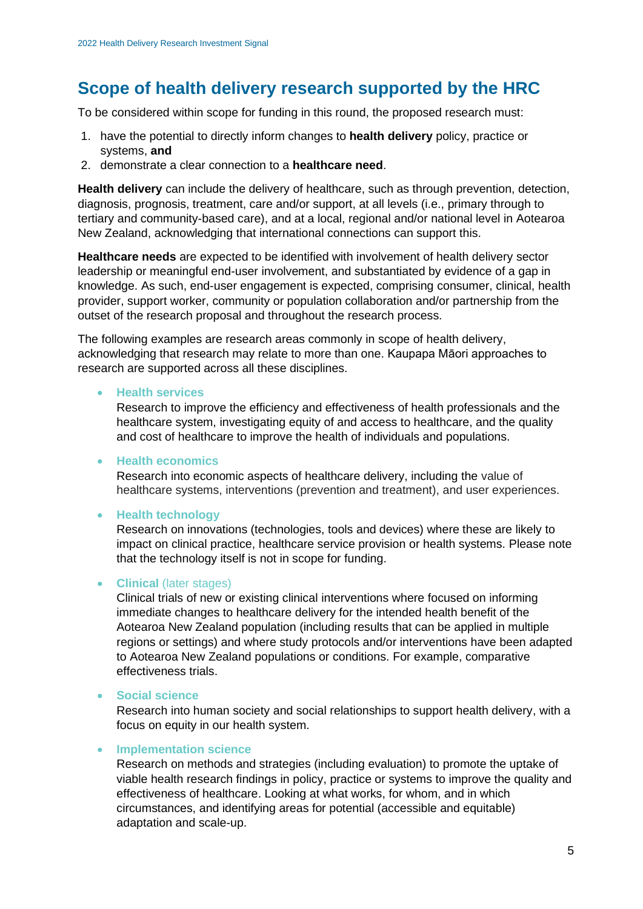## Scope of health delivery research supported by the HRC

To be considered within scope for funding in this round, the proposed research must:

1. have the potential to directly inform changes to **health delivery** policy, practice or systems, **and**
2. demonstrate a clear connection to a **healthcare need**.

**Health delivery** can include the delivery of healthcare, such as through prevention, detection, diagnosis, prognosis, treatment, care and/or support, at all levels (i.e., primary through to tertiary and community-based care), and at a local, regional and/or national level in Aotearoa New Zealand, acknowledging that international connections can support this.

**Healthcare needs** are expected to be identified with involvement of health delivery sector leadership or meaningful end-user involvement, and substantiated by evidence of a gap in knowledge. As such, end-user engagement is expected, comprising consumer, clinical, health provider, support worker, community or population collaboration and/or partnership from the outset of the research proposal and throughout the research process.

The following examples are research areas commonly in scope of health delivery, acknowledging that research may relate to more than one. Kaupapa Māori approaches to research are supported across all these disciplines.

- **Health services**
  Research to improve the efficiency and effectiveness of health professionals and the healthcare system, investigating equity of and access to healthcare, and the quality and cost of healthcare to improve the health of individuals and populations.

- **Health economics**
  Research into economic aspects of healthcare delivery, including the value of healthcare systems, interventions (prevention and treatment), and user experiences.

- **Health technology**
  Research on innovations (technologies, tools and devices) where these are likely to impact on clinical practice, healthcare service provision or health systems. Please note that the technology itself is not in scope for funding.

- **Clinical** (later stages)
  Clinical trials of new or existing clinical interventions where focused on informing immediate changes to healthcare delivery for the intended health benefit of the Aotearoa New Zealand population (including results that can be applied in multiple regions or settings) and where study protocols and/or interventions have been adapted to Aotearoa New Zealand populations or conditions. For example, comparative effectiveness trials.

- **Social science**
  Research into human society and social relationships to support health delivery, with a focus on equity in our health system.

- **Implementation science**
  Research on methods and strategies (including evaluation) to promote the uptake of viable health research findings in policy, practice or systems to improve the quality and effectiveness of healthcare. Looking at what works, for whom, and in which circumstances, and identifying areas for potential (accessible and equitable) adaptation and scale-up.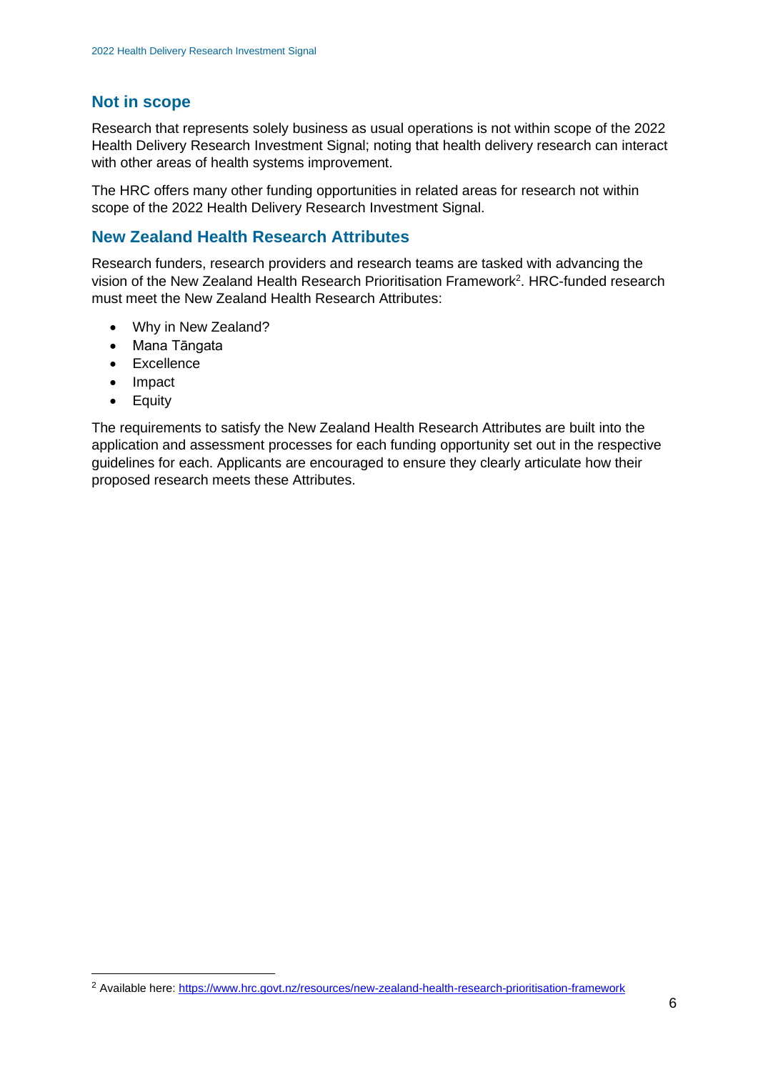## Not in scope

Research that represents solely business as usual operations is not within scope of the 2022 Health Delivery Research Investment Signal; noting that health delivery research can interact with other areas of health systems improvement.

The HRC offers many other funding opportunities in related areas for research not within scope of the 2022 Health Delivery Research Investment Signal.

## New Zealand Health Research Attributes

Research funders, research providers and research teams are tasked with advancing the vision of the New Zealand Health Research Prioritisation Framework[2]. HRC-funded research must meet the New Zealand Health Research Attributes:

- Why in New Zealand?
- Mana Tāngata
- Excellence
- Impact
- Equity

The requirements to satisfy the New Zealand Health Research Attributes are built into the application and assessment processes for each funding opportunity set out in the respective guidelines for each. Applicants are encouraged to ensure they clearly articulate how their proposed research meets these Attributes.

[2] Available here: https://www.hrc.govt.nz/resources/new-zealand-health-research-prioritisation-framework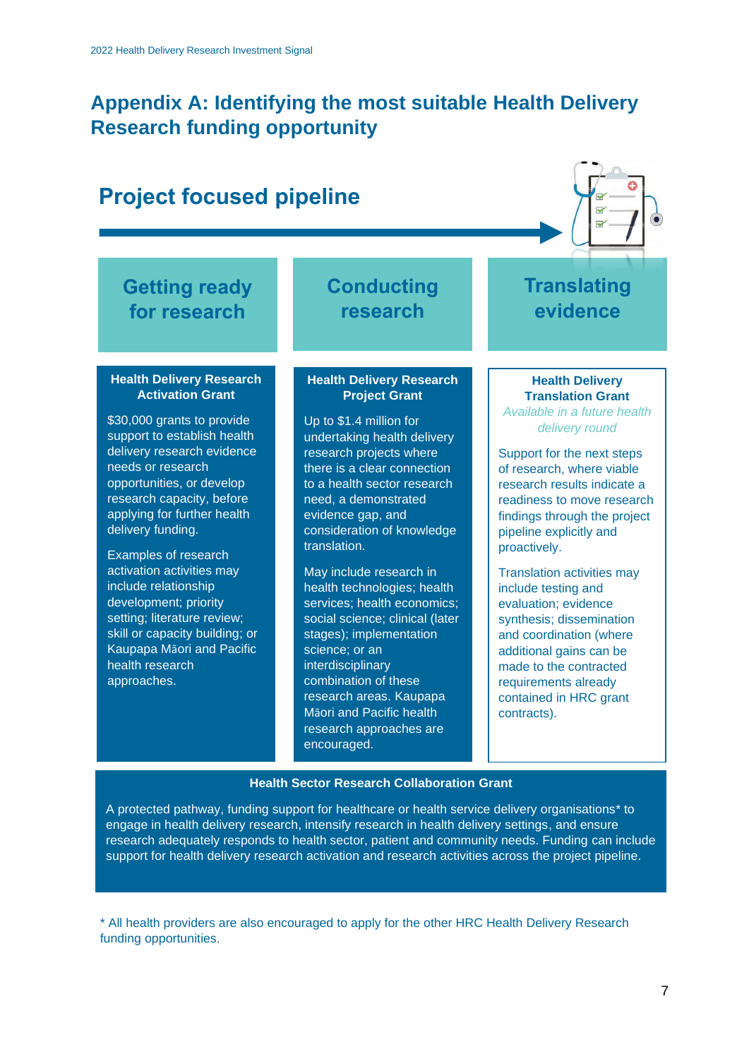# Appendix A: Identifying the most suitable Health Delivery Research funding opportunity

## Project focused pipeline

### Getting ready for research

**Health Delivery Research Activation Grant**

$30,000 grants to provide support to establish health delivery research evidence needs or research opportunities, or develop research capacity, before applying for further health delivery funding.

Examples of research activation activities may include relationship development; priority setting; literature review; skill or capacity building; or Kaupapa Māori and Pacific health research approaches.

### Conducting research

**Health Delivery Research Project Grant**

Up to $1.4 million for undertaking health delivery research projects where there is a clear connection to a health sector research need, a demonstrated evidence gap, and consideration of knowledge translation.

May include research in health technologies; health services; health economics; social science; clinical (later stages); implementation science; or an interdisciplinary combination of these research areas. Kaupapa Māori and Pacific health research approaches are encouraged.

### Translating evidence

**Health Delivery Translation Grant**

*Available in a future health delivery round*

Support for the next steps of research, where viable research results indicate a readiness to move research findings through the project pipeline explicitly and proactively.

Translation activities may include testing and evaluation; evidence synthesis; dissemination and coordination (where additional gains can be made to the contracted requirements already contained in HRC grant contracts).

**Health Sector Research Collaboration Grant**

A protected pathway, funding support for healthcare or health service delivery organisations* to engage in health delivery research, intensify research in health delivery settings, and ensure research adequately responds to health sector, patient and community needs. Funding can include support for health delivery research activation and research activities across the project pipeline.

\* All health providers are also encouraged to apply for the other HRC Health Delivery Research funding opportunities.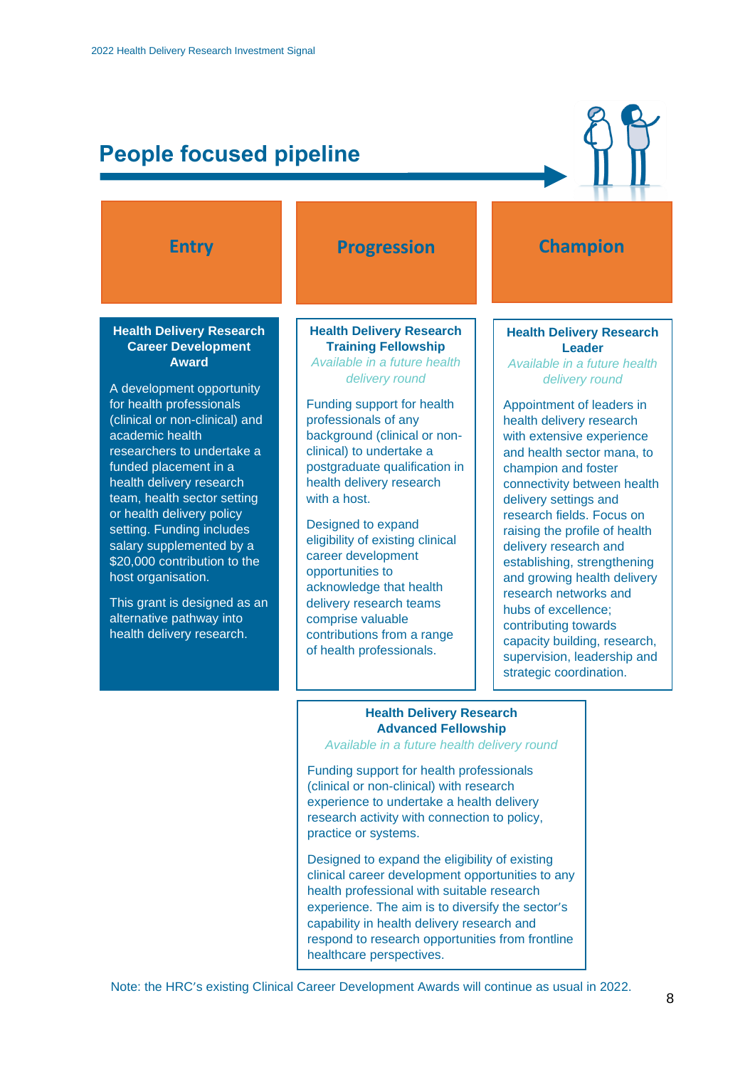## People focused pipeline

### Entry

**Health Delivery Research Career Development Award**

A development opportunity for health professionals (clinical or non-clinical) and academic health researchers to undertake a funded placement in a health delivery research team, health sector setting or health delivery policy setting. Funding includes salary supplemented by a $20,000 contribution to the host organisation.

This grant is designed as an alternative pathway into health delivery research.

### Progression

**Health Delivery Research Training Fellowship**

*Available in a future health delivery round*

Funding support for health professionals of any background (clinical or non-clinical) to undertake a postgraduate qualification in health delivery research with a host.

Designed to expand eligibility of existing clinical career development opportunities to acknowledge that health delivery research teams comprise valuable contributions from a range of health professionals.

**Health Delivery Research Advanced Fellowship**

*Available in a future health delivery round*

Funding support for health professionals (clinical or non-clinical) with research experience to undertake a health delivery research activity with connection to policy, practice or systems.

Designed to expand the eligibility of existing clinical career development opportunities to any health professional with suitable research experience. The aim is to diversify the sector's capability in health delivery research and respond to research opportunities from frontline healthcare perspectives.

### Champion

**Health Delivery Research Leader**

*Available in a future health delivery round*

Appointment of leaders in health delivery research with extensive experience and health sector mana, to champion and foster connectivity between health delivery settings and research fields. Focus on raising the profile of health delivery research and establishing, strengthening and growing health delivery research networks and hubs of excellence; contributing towards capacity building, research, supervision, leadership and strategic coordination.

Note: the HRC's existing Clinical Career Development Awards will continue as usual in 2022.